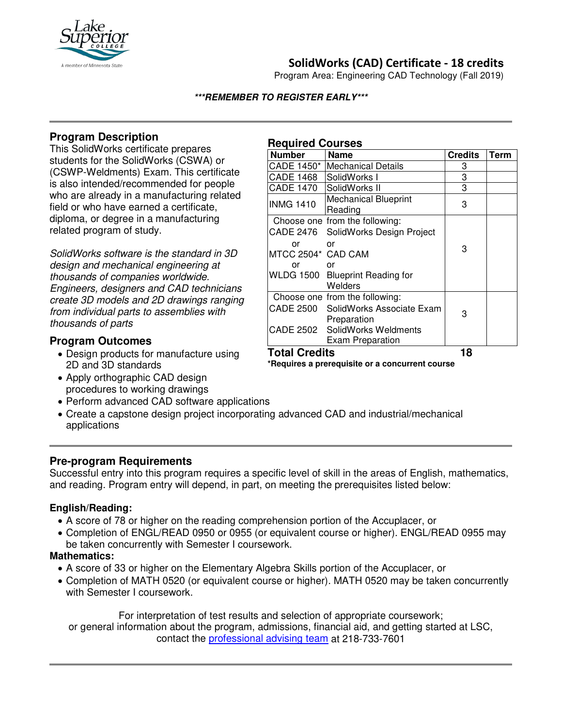# SolidWorks (CAD) Certificate - 18 credits

Program Area: Engineering CAD Technology (Fall 2019)

***REMEMBER TO REGISTER EARLY***

## Program Description

This SolidWorks certificate prepares students for the SolidWorks (CSWA) or (CSWP-Weldments) Exam. This certificate is also intended/recommended for people who are already in a manufacturing related field or who have earned a certificate, diploma, or degree in a manufacturing related program of study.

*SolidWorks software is the standard in 3D design and mechanical engineering at thousands of companies worldwide. Engineers, designers and CAD technicians create 3D models and 2D drawings ranging from individual parts to assemblies with thousands of parts*

## Program Outcomes

- Design products for manufacture using 2D and 3D standards
- Apply orthographic CAD design procedures to working drawings
- Perform advanced CAD software applications
- Create a capstone design project incorporating advanced CAD and industrial/mechanical applications

## Required Courses

| Number | Name | Credits | Term |
|---|---|---|---|
| CADE 1450* | Mechanical Details | 3 | |
| CADE 1468 | SolidWorks I | 3 | |
| CADE 1470 | SolidWorks II | 3 | |
| INMG 1410 | Mechanical Blueprint Reading | 3 | |
| Choose one from the following:<br>CADE 2476<br>or<br>MTCC 2504*<br>or<br>WLDG 1500 | <br>SolidWorks Design Project<br>or<br>CAD CAM<br>or<br>Blueprint Reading for Welders | 3 | |
| Choose one from the following:<br>CADE 2500<br>CADE 2502 | <br>SolidWorks Associate Exam Preparation<br>SolidWorks Weldments Exam Preparation | 3 | |
| **Total Credits** | | **18** | |

**\*Requires a prerequisite or a concurrent course**

## Pre-program Requirements

Successful entry into this program requires a specific level of skill in the areas of English, mathematics, and reading. Program entry will depend, in part, on meeting the prerequisites listed below:

### English/Reading:

- A score of 78 or higher on the reading comprehension portion of the Accuplacer, or
- Completion of ENGL/READ 0950 or 0955 (or equivalent course or higher). ENGL/READ 0955 may be taken concurrently with Semester I coursework.

### Mathematics:

- A score of 33 or higher on the Elementary Algebra Skills portion of the Accuplacer, or
- Completion of MATH 0520 (or equivalent course or higher). MATH 0520 may be taken concurrently with Semester I coursework.

For interpretation of test results and selection of appropriate coursework; or general information about the program, admissions, financial aid, and getting started at LSC, contact the professional advising team at 218-733-7601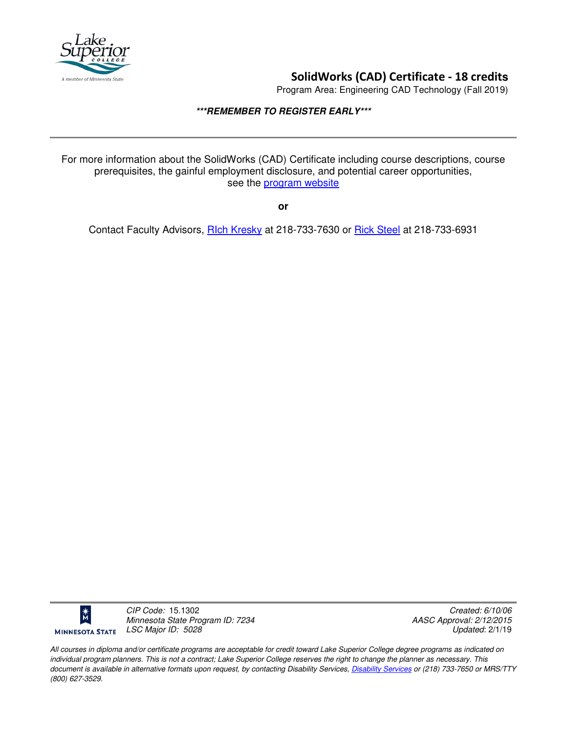## SolidWorks (CAD) Certificate - 18 credits

Program Area: Engineering CAD Technology (Fall 2019)

***REMEMBER TO REGISTER EARLY***

---

For more information about the SolidWorks (CAD) Certificate including course descriptions, course prerequisites, the gainful employment disclosure, and potential career opportunities, see the program website

**or**

Contact Faculty Advisors, RIch Kresky at 218-733-7630 or Rick Steel at 218-733-6931

---

*CIP Code:* 15.1302
*Minnesota State Program ID: 7234*
*LSC Major ID: 5028*

*Created: 6/10/06*
*AASC Approval: 2/12/2015*
*Updated*: 2/1/19

*All courses in diploma and/or certificate programs are acceptable for credit toward Lake Superior College degree programs as indicated on individual program planners. This is not a contract; Lake Superior College reserves the right to change the planner as necessary. This document is available in alternative formats upon request, by contacting Disability Services, Disability Services or (218) 733-7650 or MRS/TTY (800) 627-3529.*